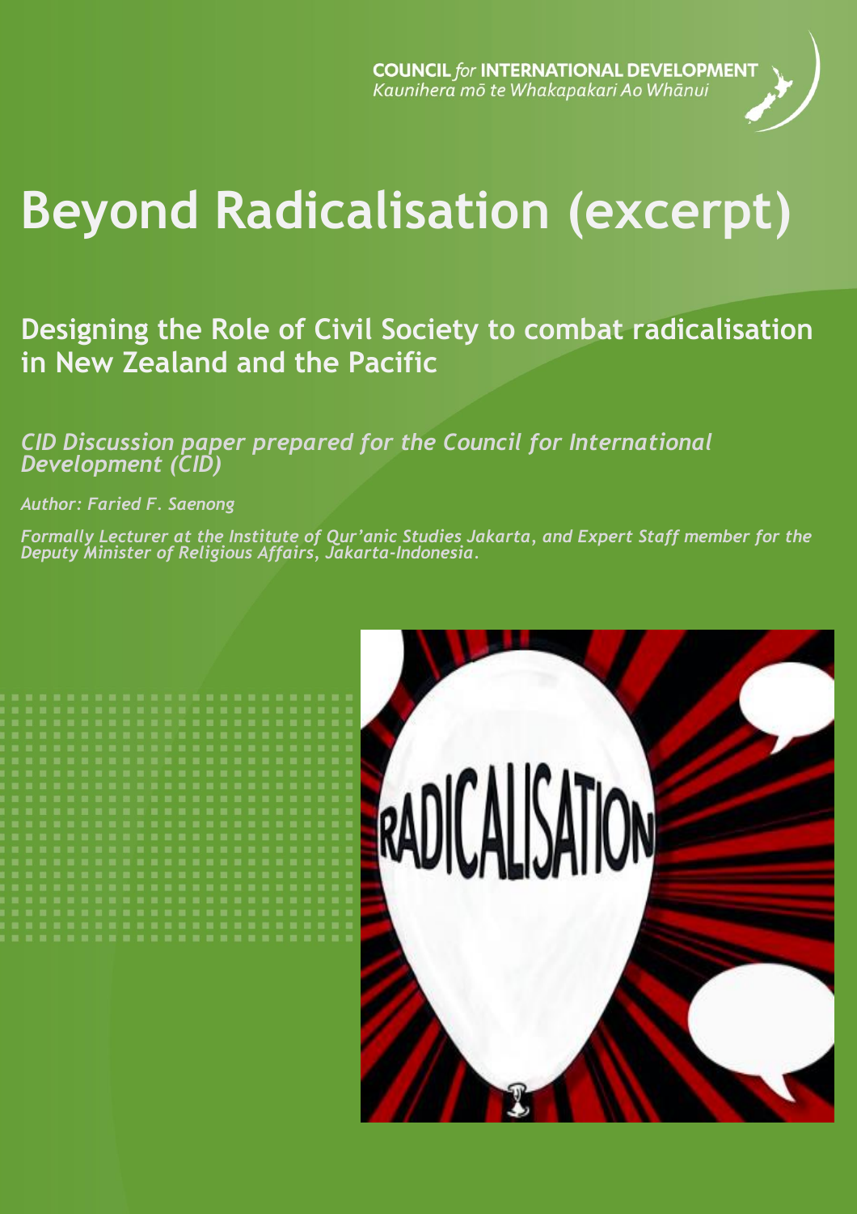COUNCIL *for* INTERNATIONAL DEVELOPMENT
*Kaunihera mō te Whakapakari Ao Whānui*

# Beyond Radicalisation (excerpt)

## Designing the Role of Civil Society to combat radicalisation in New Zealand and the Pacific

*CID Discussion paper prepared for the Council for International Development (CID)*

*Author: Faried F. Saenong*

*Formally Lecturer at the Institute of Qur'anic Studies Jakarta, and Expert Staff member for the Deputy Minister of Religious Affairs, Jakarta-Indonesia.*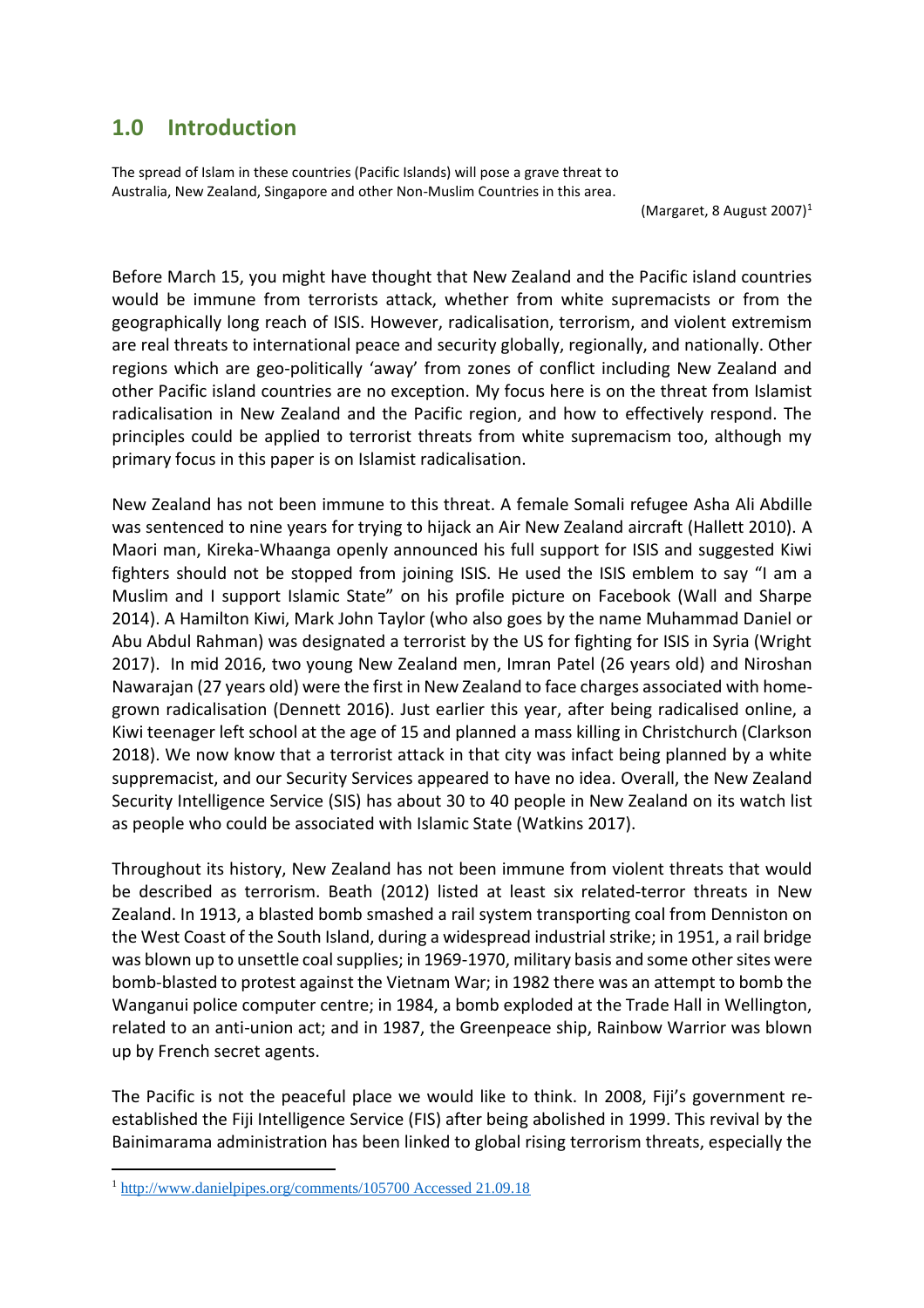## 1.0 Introduction

The spread of Islam in these countries (Pacific Islands) will pose a grave threat to Australia, New Zealand, Singapore and other Non-Muslim Countries in this area.

(Margaret, 8 August 2007)[1]

Before March 15, you might have thought that New Zealand and the Pacific island countries would be immune from terrorists attack, whether from white supremacists or from the geographically long reach of ISIS. However, radicalisation, terrorism, and violent extremism are real threats to international peace and security globally, regionally, and nationally. Other regions which are geo-politically 'away' from zones of conflict including New Zealand and other Pacific island countries are no exception. My focus here is on the threat from Islamist radicalisation in New Zealand and the Pacific region, and how to effectively respond. The principles could be applied to terrorist threats from white supremacism too, although my primary focus in this paper is on Islamist radicalisation.

New Zealand has not been immune to this threat. A female Somali refugee Asha Ali Abdille was sentenced to nine years for trying to hijack an Air New Zealand aircraft (Hallett 2010). A Maori man, Kireka-Whaanga openly announced his full support for ISIS and suggested Kiwi fighters should not be stopped from joining ISIS. He used the ISIS emblem to say "I am a Muslim and I support Islamic State" on his profile picture on Facebook (Wall and Sharpe 2014). A Hamilton Kiwi, Mark John Taylor (who also goes by the name Muhammad Daniel or Abu Abdul Rahman) was designated a terrorist by the US for fighting for ISIS in Syria (Wright 2017). In mid 2016, two young New Zealand men, Imran Patel (26 years old) and Niroshan Nawarajan (27 years old) were the first in New Zealand to face charges associated with home-grown radicalisation (Dennett 2016). Just earlier this year, after being radicalised online, a Kiwi teenager left school at the age of 15 and planned a mass killing in Christchurch (Clarkson 2018). We now know that a terrorist attack in that city was infact being planned by a white supremacist, and our Security Services appeared to have no idea. Overall, the New Zealand Security Intelligence Service (SIS) has about 30 to 40 people in New Zealand on its watch list as people who could be associated with Islamic State (Watkins 2017).

Throughout its history, New Zealand has not been immune from violent threats that would be described as terrorism. Beath (2012) listed at least six related-terror threats in New Zealand. In 1913, a blasted bomb smashed a rail system transporting coal from Denniston on the West Coast of the South Island, during a widespread industrial strike; in 1951, a rail bridge was blown up to unsettle coal supplies; in 1969-1970, military basis and some other sites were bomb-blasted to protest against the Vietnam War; in 1982 there was an attempt to bomb the Wanganui police computer centre; in 1984, a bomb exploded at the Trade Hall in Wellington, related to an anti-union act; and in 1987, the Greenpeace ship, Rainbow Warrior was blown up by French secret agents.

The Pacific is not the peaceful place we would like to think. In 2008, Fiji's government re-established the Fiji Intelligence Service (FIS) after being abolished in 1999. This revival by the Bainimarama administration has been linked to global rising terrorism threats, especially the

[1] http://www.danielpipes.org/comments/105700 Accessed 21.09.18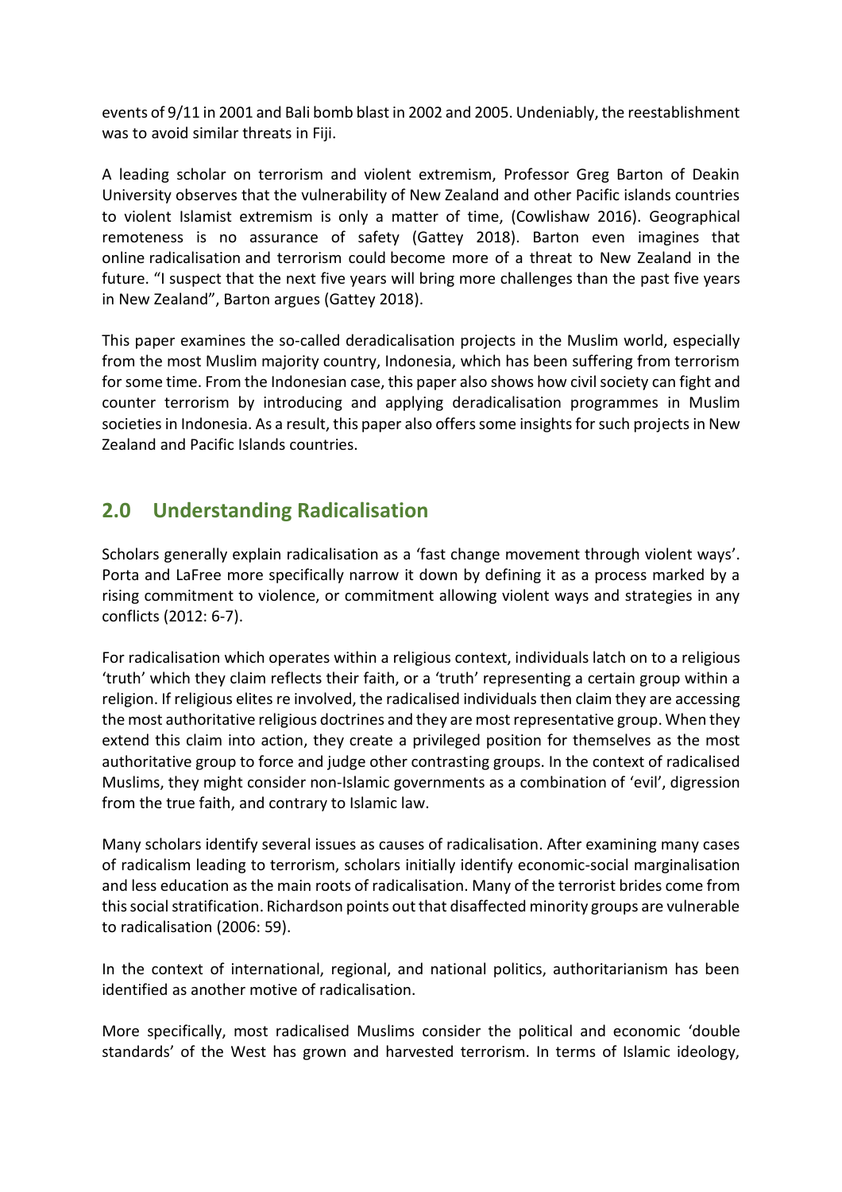events of 9/11 in 2001 and Bali bomb blast in 2002 and 2005. Undeniably, the reestablishment was to avoid similar threats in Fiji.

A leading scholar on terrorism and violent extremism, Professor Greg Barton of Deakin University observes that the vulnerability of New Zealand and other Pacific islands countries to violent Islamist extremism is only a matter of time, (Cowlishaw 2016). Geographical remoteness is no assurance of safety (Gattey 2018). Barton even imagines that online radicalisation and terrorism could become more of a threat to New Zealand in the future. "I suspect that the next five years will bring more challenges than the past five years in New Zealand", Barton argues (Gattey 2018).

This paper examines the so-called deradicalisation projects in the Muslim world, especially from the most Muslim majority country, Indonesia, which has been suffering from terrorism for some time. From the Indonesian case, this paper also shows how civil society can fight and counter terrorism by introducing and applying deradicalisation programmes in Muslim societies in Indonesia. As a result, this paper also offers some insights for such projects in New Zealand and Pacific Islands countries.

## 2.0 Understanding Radicalisation

Scholars generally explain radicalisation as a 'fast change movement through violent ways'. Porta and LaFree more specifically narrow it down by defining it as a process marked by a rising commitment to violence, or commitment allowing violent ways and strategies in any conflicts (2012: 6-7).

For radicalisation which operates within a religious context, individuals latch on to a religious 'truth' which they claim reflects their faith, or a 'truth' representing a certain group within a religion. If religious elites re involved, the radicalised individuals then claim they are accessing the most authoritative religious doctrines and they are most representative group. When they extend this claim into action, they create a privileged position for themselves as the most authoritative group to force and judge other contrasting groups. In the context of radicalised Muslims, they might consider non-Islamic governments as a combination of 'evil', digression from the true faith, and contrary to Islamic law.

Many scholars identify several issues as causes of radicalisation. After examining many cases of radicalism leading to terrorism, scholars initially identify economic-social marginalisation and less education as the main roots of radicalisation. Many of the terrorist brides come from this social stratification. Richardson points out that disaffected minority groups are vulnerable to radicalisation (2006: 59).

In the context of international, regional, and national politics, authoritarianism has been identified as another motive of radicalisation.

More specifically, most radicalised Muslims consider the political and economic 'double standards' of the West has grown and harvested terrorism. In terms of Islamic ideology,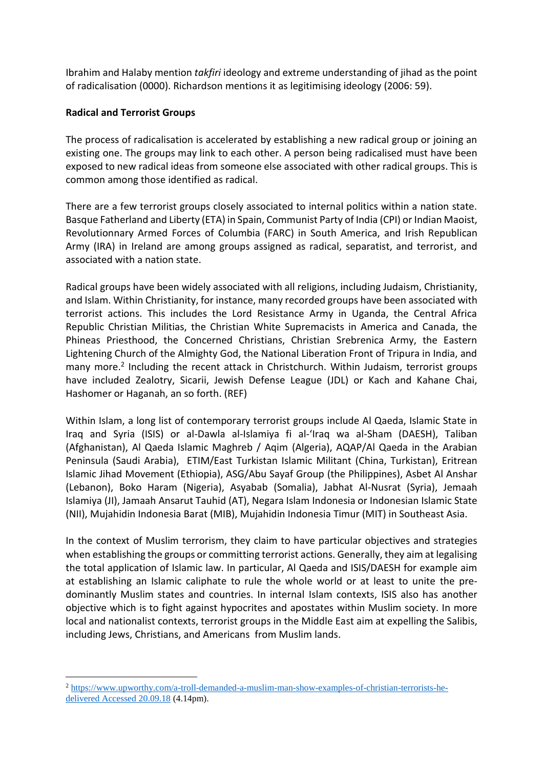Ibrahim and Halaby mention *takfiri* ideology and extreme understanding of jihad as the point of radicalisation (0000). Richardson mentions it as legitimising ideology (2006: 59).

**Radical and Terrorist Groups**

The process of radicalisation is accelerated by establishing a new radical group or joining an existing one. The groups may link to each other. A person being radicalised must have been exposed to new radical ideas from someone else associated with other radical groups. This is common among those identified as radical.

There are a few terrorist groups closely associated to internal politics within a nation state. Basque Fatherland and Liberty (ETA) in Spain, Communist Party of India (CPI) or Indian Maoist, Revolutionnary Armed Forces of Columbia (FARC) in South America, and Irish Republican Army (IRA) in Ireland are among groups assigned as radical, separatist, and terrorist, and associated with a nation state.

Radical groups have been widely associated with all religions, including Judaism, Christianity, and Islam. Within Christianity, for instance, many recorded groups have been associated with terrorist actions. This includes the Lord Resistance Army in Uganda, the Central Africa Republic Christian Militias, the Christian White Supremacists in America and Canada, the Phineas Priesthood, the Concerned Christians, Christian Srebrenica Army, the Eastern Lightening Church of the Almighty God, the National Liberation Front of Tripura in India, and many more.[2] Including the recent attack in Christchurch. Within Judaism, terrorist groups have included Zealotry, Sicarii, Jewish Defense League (JDL) or Kach and Kahane Chai, Hashomer or Haganah, an so forth. (REF)

Within Islam, a long list of contemporary terrorist groups include Al Qaeda, Islamic State in Iraq and Syria (ISIS) or al-Dawla al-Islamiya fi al-'Iraq wa al-Sham (DAESH), Taliban (Afghanistan), Al Qaeda Islamic Maghreb / Aqim (Algeria), AQAP/Al Qaeda in the Arabian Peninsula (Saudi Arabia), ETIM/East Turkistan Islamic Militant (China, Turkistan), Eritrean Islamic Jihad Movement (Ethiopia), ASG/Abu Sayaf Group (the Philippines), Asbet Al Anshar (Lebanon), Boko Haram (Nigeria), Asyabab (Somalia), Jabhat Al-Nusrat (Syria), Jemaah Islamiya (JI), Jamaah Ansarut Tauhid (AT), Negara Islam Indonesia or Indonesian Islamic State (NII), Mujahidin Indonesia Barat (MIB), Mujahidin Indonesia Timur (MIT) in Southeast Asia.

In the context of Muslim terrorism, they claim to have particular objectives and strategies when establishing the groups or committing terrorist actions. Generally, they aim at legalising the total application of Islamic law. In particular, Al Qaeda and ISIS/DAESH for example aim at establishing an Islamic caliphate to rule the whole world or at least to unite the pre-dominantly Muslim states and countries. In internal Islam contexts, ISIS also has another objective which is to fight against hypocrites and apostates within Muslim society. In more local and nationalist contexts, terrorist groups in the Middle East aim at expelling the Salibis, including Jews, Christians, and Americans from Muslim lands.

---

[2] https://www.upworthy.com/a-troll-demanded-a-muslim-man-show-examples-of-christian-terrorists-he-delivered Accessed 20.09.18 (4.14pm).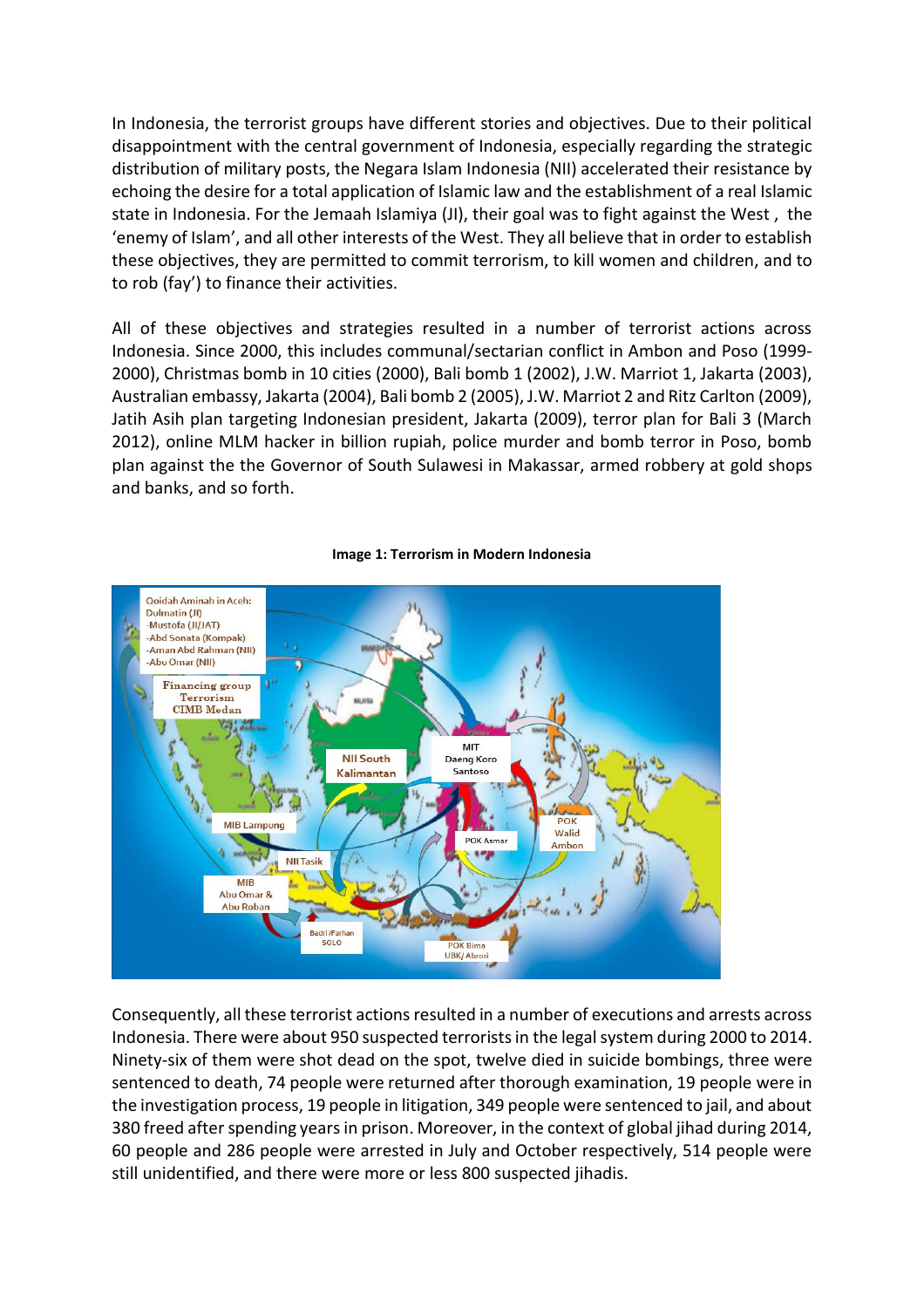In Indonesia, the terrorist groups have different stories and objectives. Due to their political disappointment with the central government of Indonesia, especially regarding the strategic distribution of military posts, the Negara Islam Indonesia (NII) accelerated their resistance by echoing the desire for a total application of Islamic law and the establishment of a real Islamic state in Indonesia. For the Jemaah Islamiya (JI), their goal was to fight against the West , the 'enemy of Islam', and all other interests of the West. They all believe that in order to establish these objectives, they are permitted to commit terrorism, to kill women and children, and to to rob (fay') to finance their activities.

All of these objectives and strategies resulted in a number of terrorist actions across Indonesia. Since 2000, this includes communal/sectarian conflict in Ambon and Poso (1999-2000), Christmas bomb in 10 cities (2000), Bali bomb 1 (2002), J.W. Marriot 1, Jakarta (2003), Australian embassy, Jakarta (2004), Bali bomb 2 (2005), J.W. Marriot 2 and Ritz Carlton (2009), Jatih Asih plan targeting Indonesian president, Jakarta (2009), terror plan for Bali 3 (March 2012), online MLM hacker in billion rupiah, police murder and bomb terror in Poso, bomb plan against the the Governor of South Sulawesi in Makassar, armed robbery at gold shops and banks, and so forth.

**Image 1: Terrorism in Modern Indonesia**

Consequently, all these terrorist actions resulted in a number of executions and arrests across Indonesia. There were about 950 suspected terrorists in the legal system during 2000 to 2014. Ninety-six of them were shot dead on the spot, twelve died in suicide bombings, three were sentenced to death, 74 people were returned after thorough examination, 19 people were in the investigation process, 19 people in litigation, 349 people were sentenced to jail, and about 380 freed after spending years in prison. Moreover, in the context of global jihad during 2014, 60 people and 286 people were arrested in July and October respectively, 514 people were still unidentified, and there were more or less 800 suspected jihadis.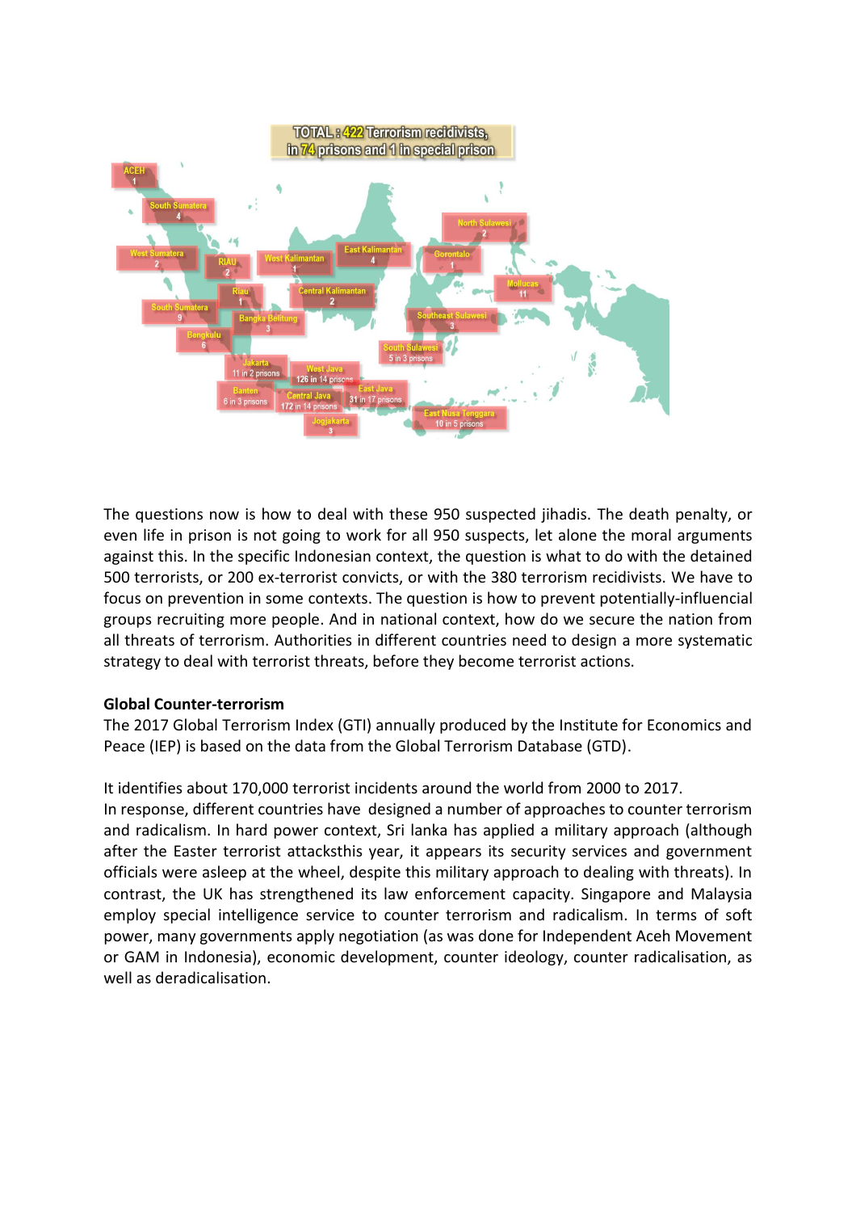The questions now is how to deal with these 950 suspected jihadis. The death penalty, or even life in prison is not going to work for all 950 suspects, let alone the moral arguments against this. In the specific Indonesian context, the question is what to do with the detained 500 terrorists, or 200 ex-terrorist convicts, or with the 380 terrorism recidivists. We have to focus on prevention in some contexts. The question is how to prevent potentially-influencial groups recruiting more people. And in national context, how do we secure the nation from all threats of terrorism. Authorities in different countries need to design a more systematic strategy to deal with terrorist threats, before they become terrorist actions.

**Global Counter-terrorism**

The 2017 Global Terrorism Index (GTI) annually produced by the Institute for Economics and Peace (IEP) is based on the data from the Global Terrorism Database (GTD).

It identifies about 170,000 terrorist incidents around the world from 2000 to 2017.

In response, different countries have designed a number of approaches to counter terrorism and radicalism. In hard power context, Sri lanka has applied a military approach (although after the Easter terrorist attacksthis year, it appears its security services and government officials were asleep at the wheel, despite this military approach to dealing with threats). In contrast, the UK has strengthened its law enforcement capacity. Singapore and Malaysia employ special intelligence service to counter terrorism and radicalism. In terms of soft power, many governments apply negotiation (as was done for Independent Aceh Movement or GAM in Indonesia), economic development, counter ideology, counter radicalisation, as well as deradicalisation.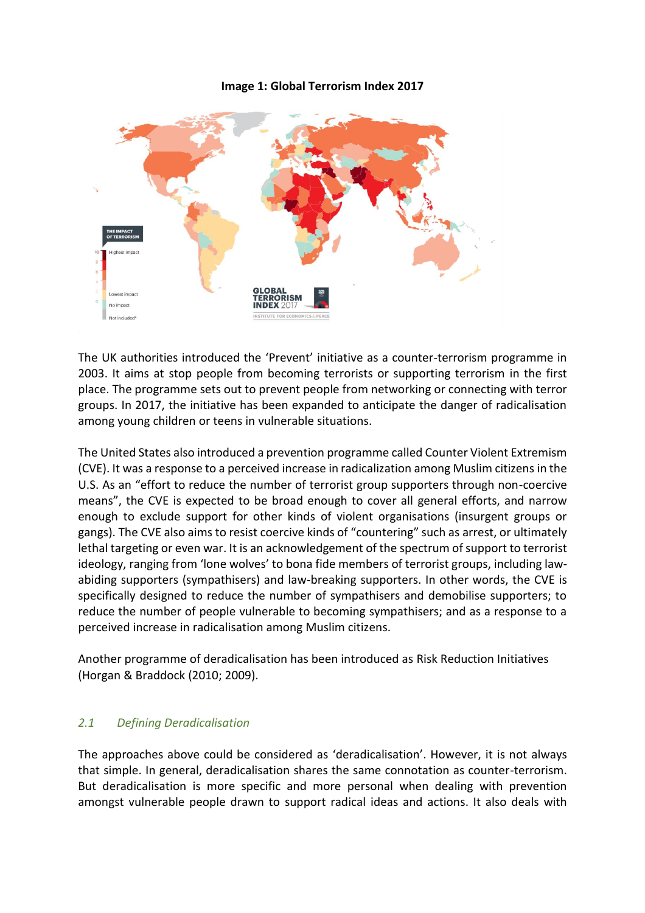**Image 1: Global Terrorism Index 2017**

The UK authorities introduced the 'Prevent' initiative as a counter-terrorism programme in 2003. It aims at stop people from becoming terrorists or supporting terrorism in the first place. The programme sets out to prevent people from networking or connecting with terror groups. In 2017, the initiative has been expanded to anticipate the danger of radicalisation among young children or teens in vulnerable situations.

The United States also introduced a prevention programme called Counter Violent Extremism (CVE). It was a response to a perceived increase in radicalization among Muslim citizens in the U.S. As an "effort to reduce the number of terrorist group supporters through non-coercive means", the CVE is expected to be broad enough to cover all general efforts, and narrow enough to exclude support for other kinds of violent organisations (insurgent groups or gangs). The CVE also aims to resist coercive kinds of "countering" such as arrest, or ultimately lethal targeting or even war. It is an acknowledgement of the spectrum of support to terrorist ideology, ranging from 'lone wolves' to bona fide members of terrorist groups, including law-abiding supporters (sympathisers) and law-breaking supporters. In other words, the CVE is specifically designed to reduce the number of sympathisers and demobilise supporters; to reduce the number of people vulnerable to becoming sympathisers; and as a response to a perceived increase in radicalisation among Muslim citizens.

Another programme of deradicalisation has been introduced as Risk Reduction Initiatives (Horgan & Braddock (2010; 2009).

## *2.1 Defining Deradicalisation*

The approaches above could be considered as 'deradicalisation'. However, it is not always that simple. In general, deradicalisation shares the same connotation as counter-terrorism. But deradicalisation is more specific and more personal when dealing with prevention amongst vulnerable people drawn to support radical ideas and actions. It also deals with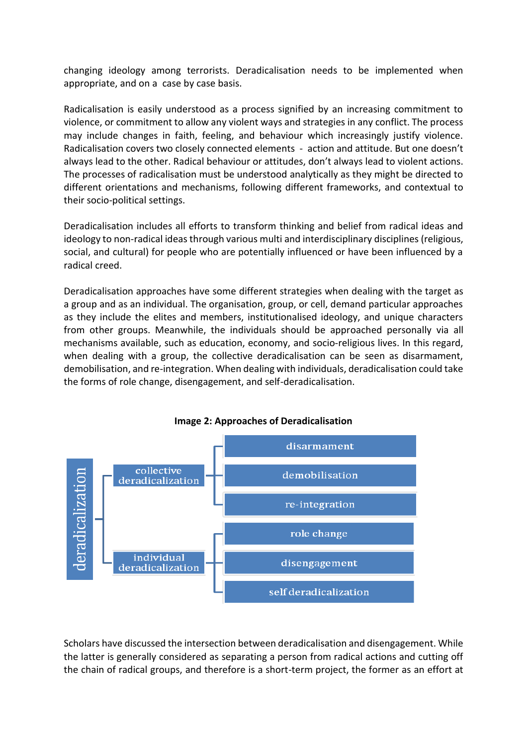changing ideology among terrorists. Deradicalisation needs to be implemented when appropriate, and on a case by case basis.

Radicalisation is easily understood as a process signified by an increasing commitment to violence, or commitment to allow any violent ways and strategies in any conflict. The process may include changes in faith, feeling, and behaviour which increasingly justify violence. Radicalisation covers two closely connected elements - action and attitude. But one doesn't always lead to the other. Radical behaviour or attitudes, don't always lead to violent actions. The processes of radicalisation must be understood analytically as they might be directed to different orientations and mechanisms, following different frameworks, and contextual to their socio-political settings.

Deradicalisation includes all efforts to transform thinking and belief from radical ideas and ideology to non-radical ideas through various multi and interdisciplinary disciplines (religious, social, and cultural) for people who are potentially influenced or have been influenced by a radical creed.

Deradicalisation approaches have some different strategies when dealing with the target as a group and as an individual. The organisation, group, or cell, demand particular approaches as they include the elites and members, institutionalised ideology, and unique characters from other groups. Meanwhile, the individuals should be approached personally via all mechanisms available, such as education, economy, and socio-religious lives. In this regard, when dealing with a group, the collective deradicalisation can be seen as disarmament, demobilisation, and re-integration. When dealing with individuals, deradicalisation could take the forms of role change, disengagement, and self-deradicalisation.

**Image 2: Approaches of Deradicalisation**

- deradicalization
  - collective deradicalization
    - disarmament
    - demobilisation
    - re-integration
  - individual deradicalization
    - role change
    - disengagement
    - self deradicalization

Scholars have discussed the intersection between deradicalisation and disengagement. While the latter is generally considered as separating a person from radical actions and cutting off the chain of radical groups, and therefore is a short-term project, the former as an effort at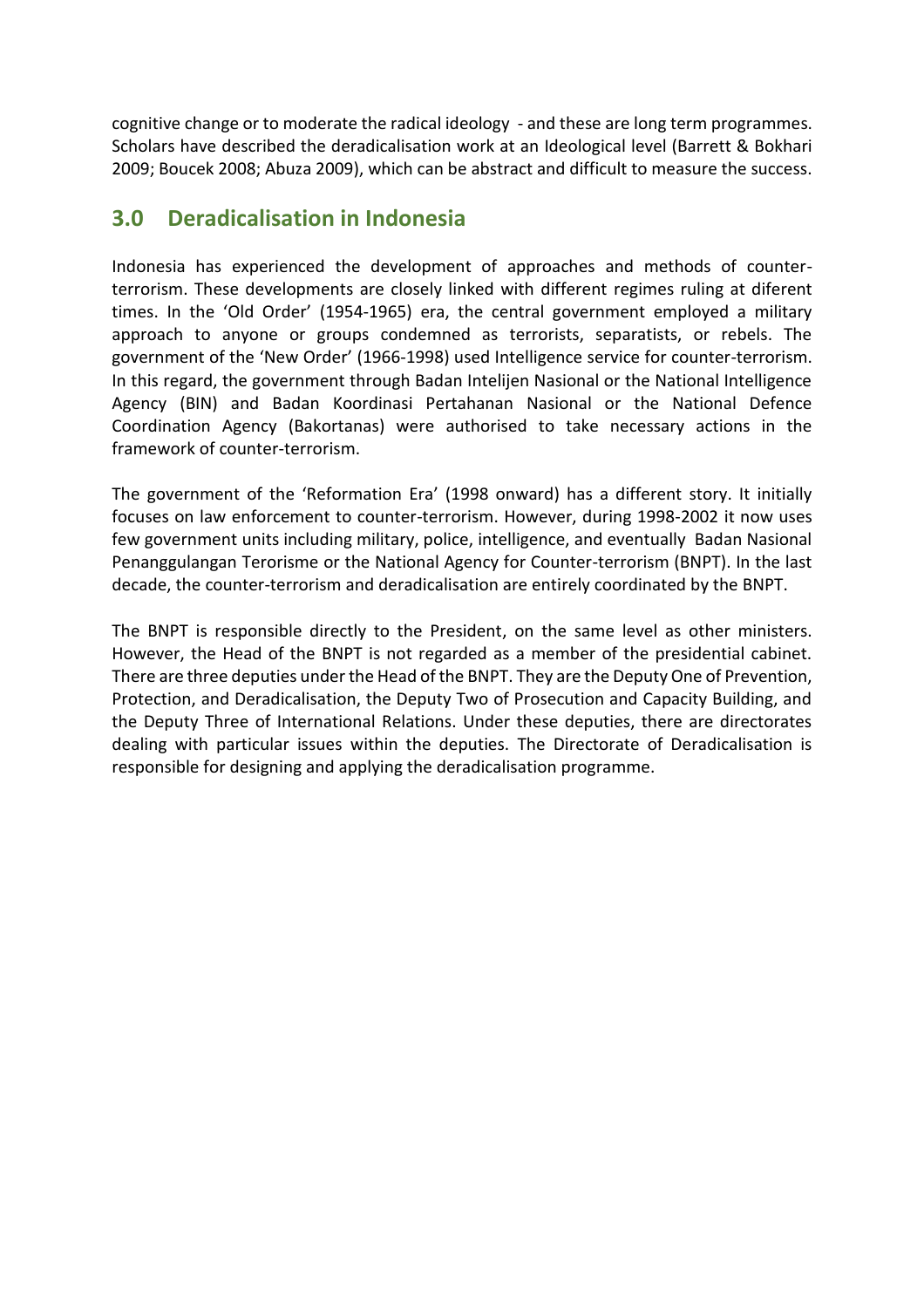cognitive change or to moderate the radical ideology - and these are long term programmes. Scholars have described the deradicalisation work at an Ideological level (Barrett & Bokhari 2009; Boucek 2008; Abuza 2009), which can be abstract and difficult to measure the success.

## 3.0 Deradicalisation in Indonesia

Indonesia has experienced the development of approaches and methods of counter-terrorism. These developments are closely linked with different regimes ruling at diferent times. In the 'Old Order' (1954-1965) era, the central government employed a military approach to anyone or groups condemned as terrorists, separatists, or rebels. The government of the 'New Order' (1966-1998) used Intelligence service for counter-terrorism. In this regard, the government through Badan Intelijen Nasional or the National Intelligence Agency (BIN) and Badan Koordinasi Pertahanan Nasional or the National Defence Coordination Agency (Bakortanas) were authorised to take necessary actions in the framework of counter-terrorism.

The government of the 'Reformation Era' (1998 onward) has a different story. It initially focuses on law enforcement to counter-terrorism. However, during 1998-2002 it now uses few government units including military, police, intelligence, and eventually Badan Nasional Penanggulangan Terorisme or the National Agency for Counter-terrorism (BNPT). In the last decade, the counter-terrorism and deradicalisation are entirely coordinated by the BNPT.

The BNPT is responsible directly to the President, on the same level as other ministers. However, the Head of the BNPT is not regarded as a member of the presidential cabinet. There are three deputies under the Head of the BNPT. They are the Deputy One of Prevention, Protection, and Deradicalisation, the Deputy Two of Prosecution and Capacity Building, and the Deputy Three of International Relations. Under these deputies, there are directorates dealing with particular issues within the deputies. The Directorate of Deradicalisation is responsible for designing and applying the deradicalisation programme.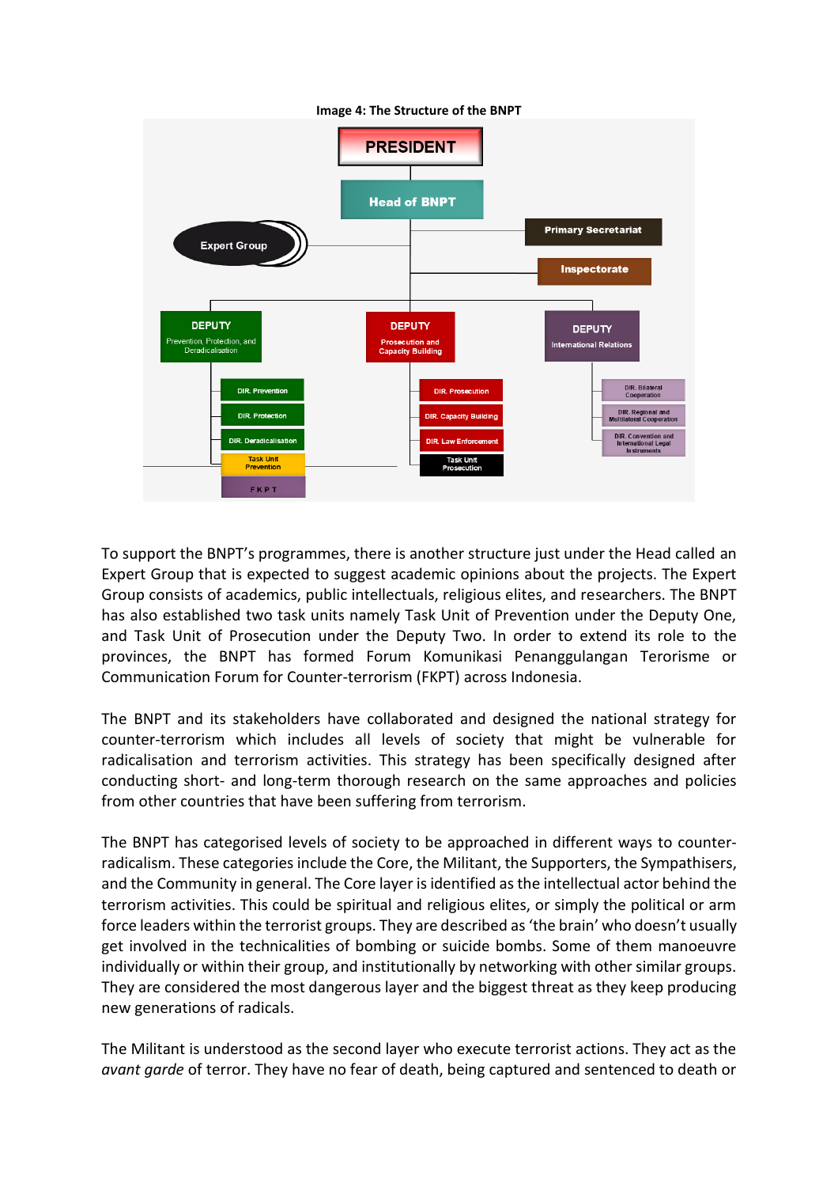**Image 4: The Structure of the BNPT**

To support the BNPT's programmes, there is another structure just under the Head called an Expert Group that is expected to suggest academic opinions about the projects. The Expert Group consists of academics, public intellectuals, religious elites, and researchers. The BNPT has also established two task units namely Task Unit of Prevention under the Deputy One, and Task Unit of Prosecution under the Deputy Two. In order to extend its role to the provinces, the BNPT has formed Forum Komunikasi Penanggulangan Terorisme or Communication Forum for Counter-terrorism (FKPT) across Indonesia.

The BNPT and its stakeholders have collaborated and designed the national strategy for counter-terrorism which includes all levels of society that might be vulnerable for radicalisation and terrorism activities. This strategy has been specifically designed after conducting short- and long-term thorough research on the same approaches and policies from other countries that have been suffering from terrorism.

The BNPT has categorised levels of society to be approached in different ways to counter-radicalism. These categories include the Core, the Militant, the Supporters, the Sympathisers, and the Community in general. The Core layer is identified as the intellectual actor behind the terrorism activities. This could be spiritual and religious elites, or simply the political or arm force leaders within the terrorist groups. They are described as 'the brain' who doesn't usually get involved in the technicalities of bombing or suicide bombs. Some of them manoeuvre individually or within their group, and institutionally by networking with other similar groups. They are considered the most dangerous layer and the biggest threat as they keep producing new generations of radicals.

The Militant is understood as the second layer who execute terrorist actions. They act as the *avant garde* of terror. They have no fear of death, being captured and sentenced to death or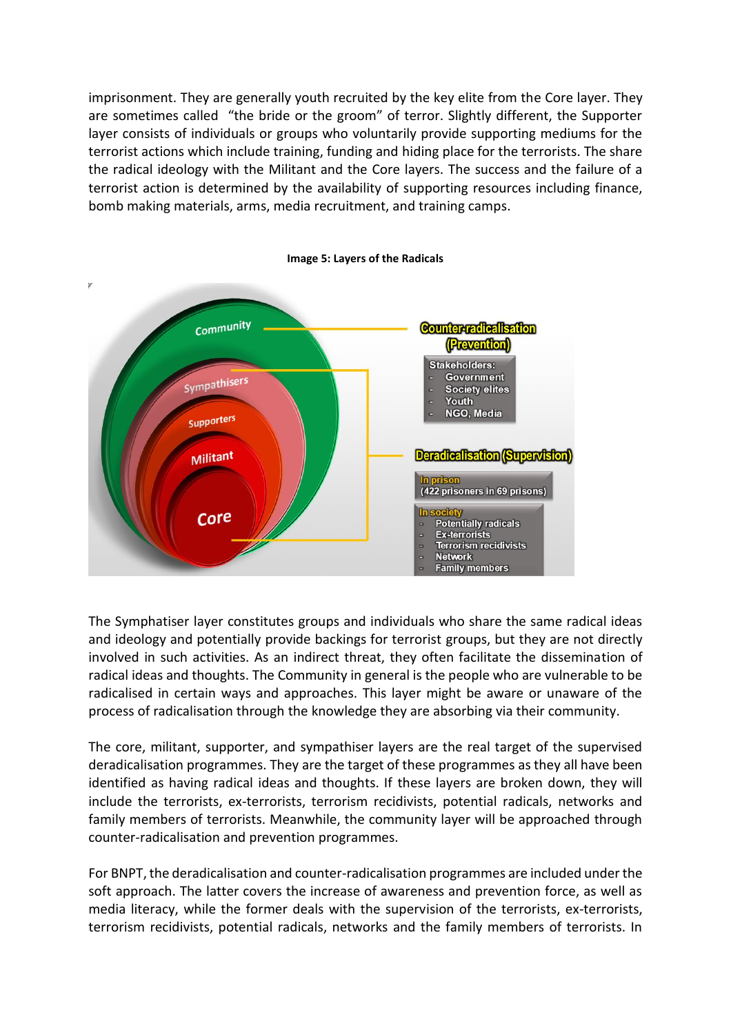imprisonment. They are generally youth recruited by the key elite from the Core layer. They are sometimes called "the bride or the groom" of terror. Slightly different, the Supporter layer consists of individuals or groups who voluntarily provide supporting mediums for the terrorist actions which include training, funding and hiding place for the terrorists. The share the radical ideology with the Militant and the Core layers. The success and the failure of a terrorist action is determined by the availability of supporting resources including finance, bomb making materials, arms, media recruitment, and training camps.

**Image 5: Layers of the Radicals**

Community

Sympathisers

Supporters

Militant

Core

Counter-radicalisation (Prevention)

Stakeholders:
- Government
- Society elites
- Youth
- NGO, Media

Deradicalisation (Supervision)

In prison
(422 prisoners in 69 prisons)

In society
- Potentially radicals
- Ex-terrorists
- Terrorism recidivists
- Network
- Family members

The Symphatiser layer constitutes groups and individuals who share the same radical ideas and ideology and potentially provide backings for terrorist groups, but they are not directly involved in such activities. As an indirect threat, they often facilitate the dissemination of radical ideas and thoughts. The Community in general is the people who are vulnerable to be radicalised in certain ways and approaches. This layer might be aware or unaware of the process of radicalisation through the knowledge they are absorbing via their community.

The core, militant, supporter, and sympathiser layers are the real target of the supervised deradicalisation programmes. They are the target of these programmes as they all have been identified as having radical ideas and thoughts. If these layers are broken down, they will include the terrorists, ex-terrorists, terrorism recidivists, potential radicals, networks and family members of terrorists. Meanwhile, the community layer will be approached through counter-radicalisation and prevention programmes.

For BNPT, the deradicalisation and counter-radicalisation programmes are included under the soft approach. The latter covers the increase of awareness and prevention force, as well as media literacy, while the former deals with the supervision of the terrorists, ex-terrorists, terrorism recidivists, potential radicals, networks and the family members of terrorists. In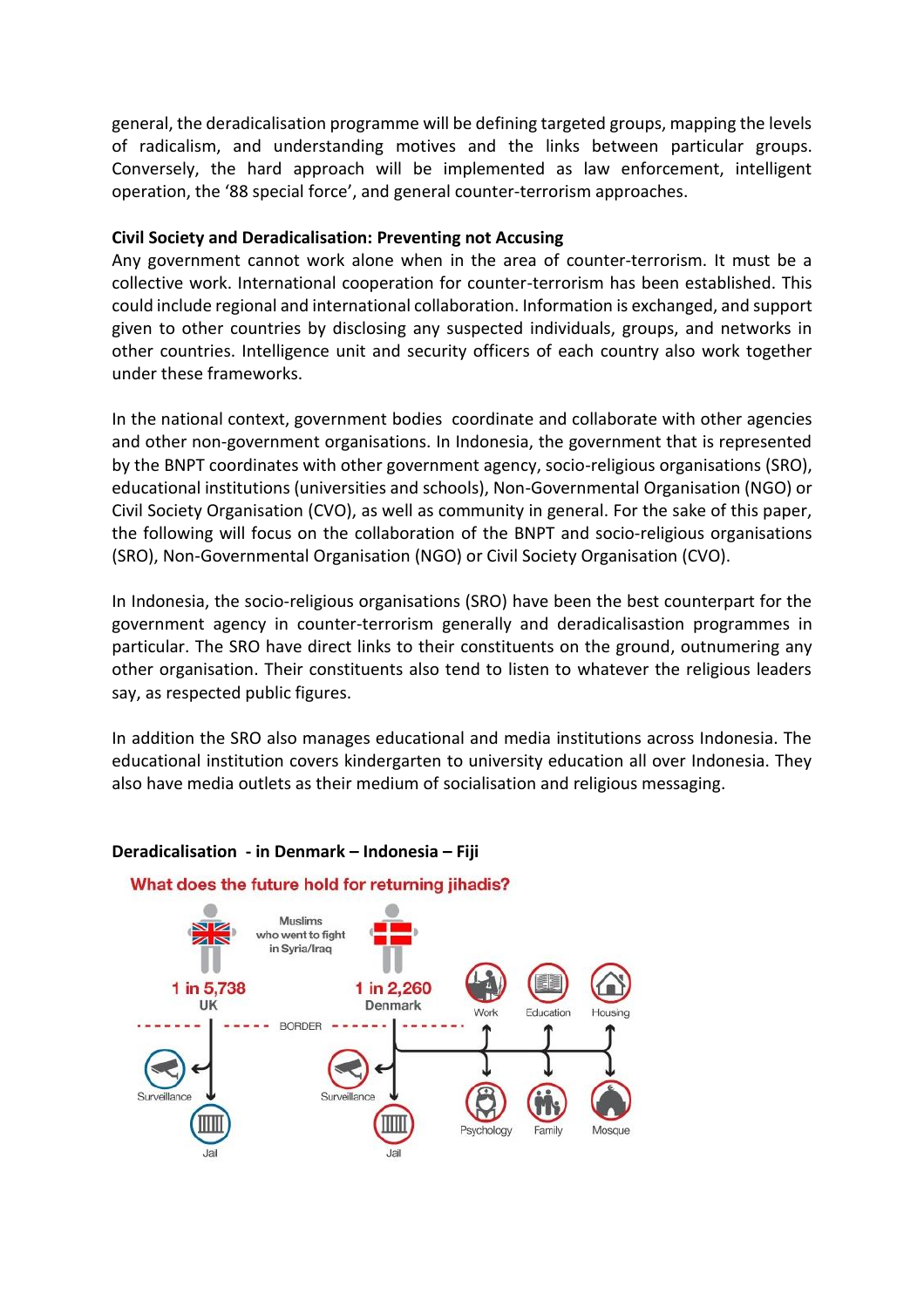general, the deradicalisation programme will be defining targeted groups, mapping the levels of radicalism, and understanding motives and the links between particular groups. Conversely, the hard approach will be implemented as law enforcement, intelligent operation, the '88 special force', and general counter-terrorism approaches.

**Civil Society and Deradicalisation: Preventing not Accusing**

Any government cannot work alone when in the area of counter-terrorism. It must be a collective work. International cooperation for counter-terrorism has been established. This could include regional and international collaboration. Information is exchanged, and support given to other countries by disclosing any suspected individuals, groups, and networks in other countries. Intelligence unit and security officers of each country also work together under these frameworks.

In the national context, government bodies coordinate and collaborate with other agencies and other non-government organisations. In Indonesia, the government that is represented by the BNPT coordinates with other government agency, socio-religious organisations (SRO), educational institutions (universities and schools), Non-Governmental Organisation (NGO) or Civil Society Organisation (CVO), as well as community in general. For the sake of this paper, the following will focus on the collaboration of the BNPT and socio-religious organisations (SRO), Non-Governmental Organisation (NGO) or Civil Society Organisation (CVO).

In Indonesia, the socio-religious organisations (SRO) have been the best counterpart for the government agency in counter-terrorism generally and deradicalisastion programmes in particular. The SRO have direct links to their constituents on the ground, outnumering any other organisation. Their constituents also tend to listen to whatever the religious leaders say, as respected public figures.

In addition the SRO also manages educational and media institutions across Indonesia. The educational institution covers kindergarten to university education all over Indonesia. They also have media outlets as their medium of socialisation and religious messaging.

**Deradicalisation - in Denmark – Indonesia – Fiji**

What does the future hold for returning jihadis?

Muslims who went to fight in Syria/Iraq

1 in 5,738 UK

1 in 2,260 Denmark

BORDER

Surveillance — Jail

Surveillance — Jail

Work — Education — Housing

Psychology — Family — Mosque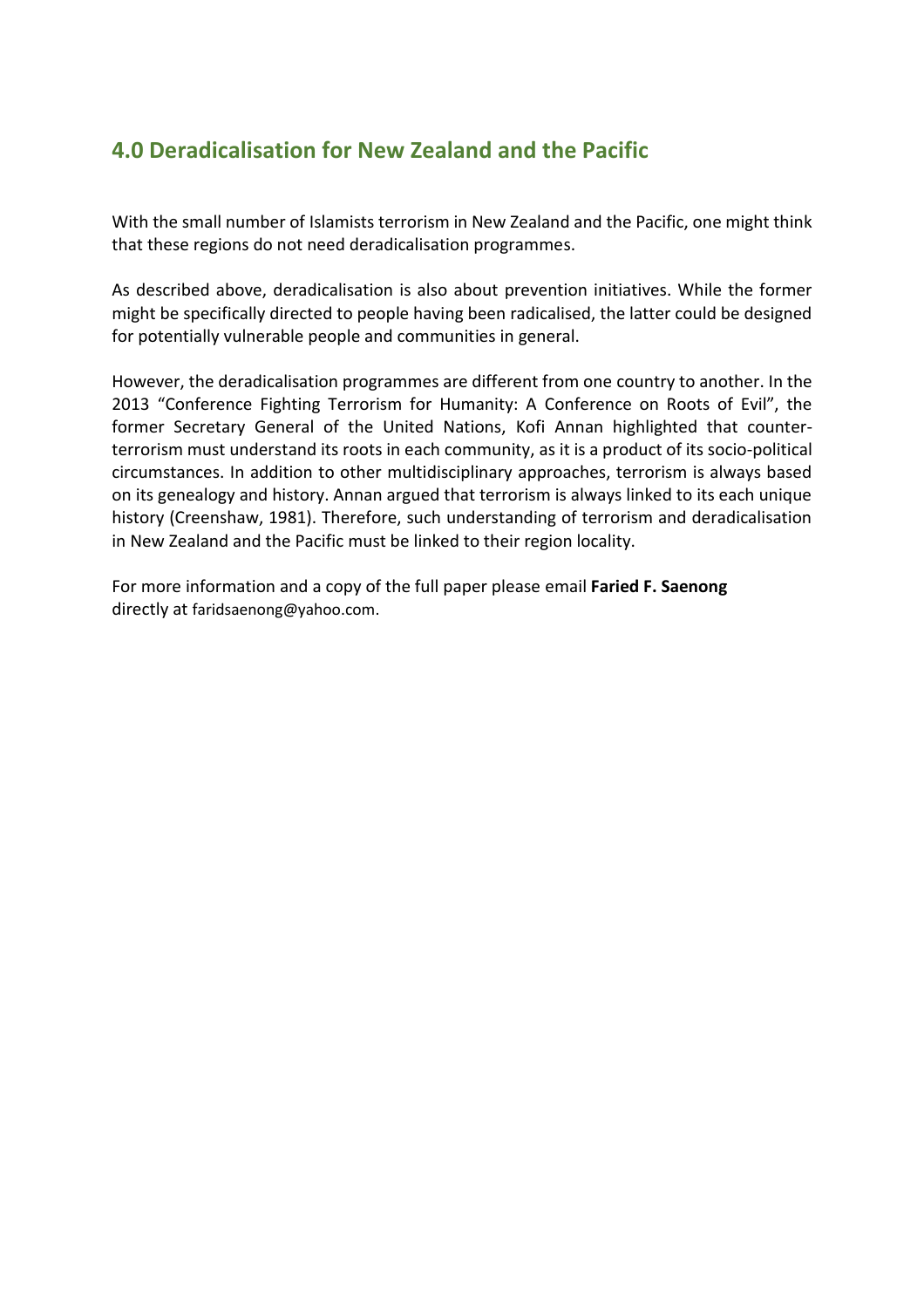## 4.0 Deradicalisation for New Zealand and the Pacific

With the small number of Islamists terrorism in New Zealand and the Pacific, one might think that these regions do not need deradicalisation programmes.

As described above, deradicalisation is also about prevention initiatives. While the former might be specifically directed to people having been radicalised, the latter could be designed for potentially vulnerable people and communities in general.

However, the deradicalisation programmes are different from one country to another. In the 2013 "Conference Fighting Terrorism for Humanity: A Conference on Roots of Evil", the former Secretary General of the United Nations, Kofi Annan highlighted that counter-terrorism must understand its roots in each community, as it is a product of its socio-political circumstances. In addition to other multidisciplinary approaches, terrorism is always based on its genealogy and history. Annan argued that terrorism is always linked to its each unique history (Creenshaw, 1981). Therefore, such understanding of terrorism and deradicalisation in New Zealand and the Pacific must be linked to their region locality.

For more information and a copy of the full paper please email **Faried F. Saenong** directly at faridsaenong@yahoo.com.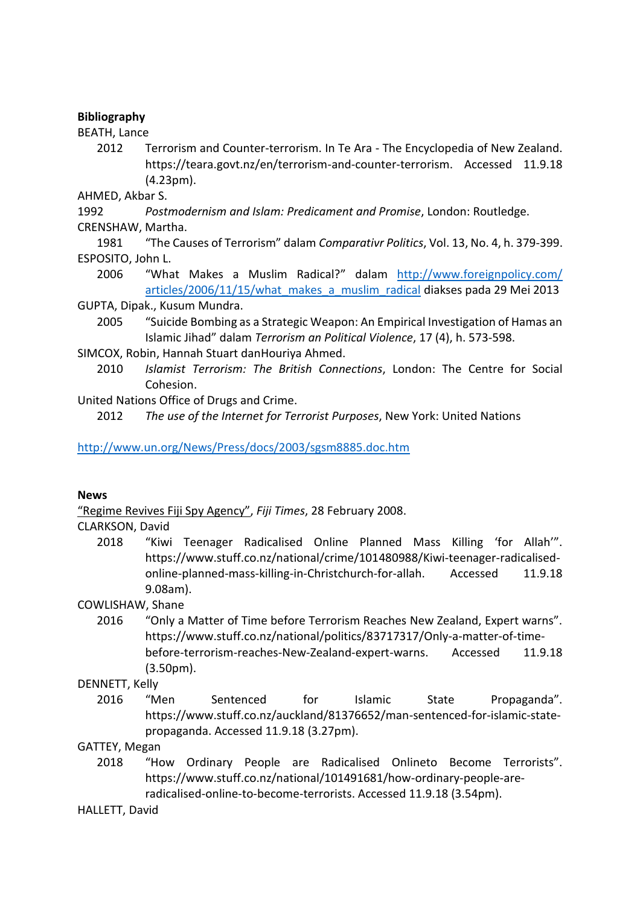**Bibliography**

BEATH, Lance

2012 Terrorism and Counter-terrorism. In Te Ara - The Encyclopedia of New Zealand. https://teara.govt.nz/en/terrorism-and-counter-terrorism. Accessed 11.9.18 (4.23pm).

AHMED, Akbar S.

1992 *Postmodernism and Islam: Predicament and Promise*, London: Routledge.

CRENSHAW, Martha.

1981 "The Causes of Terrorism" dalam *Comparativr Politics*, Vol. 13, No. 4, h. 379-399.

ESPOSITO, John L.

2006 "What Makes a Muslim Radical?" dalam http://www.foreignpolicy.com/articles/2006/11/15/what_makes_a_muslim_radical diakses pada 29 Mei 2013

GUPTA, Dipak., Kusum Mundra.

2005 "Suicide Bombing as a Strategic Weapon: An Empirical Investigation of Hamas an Islamic Jihad" dalam *Terrorism an Political Violence*, 17 (4), h. 573-598.

SIMCOX, Robin, Hannah Stuart danHouriya Ahmed.

2010 *Islamist Terrorism: The British Connections*, London: The Centre for Social Cohesion.

United Nations Office of Drugs and Crime.

2012 *The use of the Internet for Terrorist Purposes*, New York: United Nations

http://www.un.org/News/Press/docs/2003/sgsm8885.doc.htm

**News**

"Regime Revives Fiji Spy Agency", *Fiji Times*, 28 February 2008.

CLARKSON, David

2018 "Kiwi Teenager Radicalised Online Planned Mass Killing 'for Allah'". https://www.stuff.co.nz/national/crime/101480988/Kiwi-teenager-radicalised-online-planned-mass-killing-in-Christchurch-for-allah. Accessed 11.9.18 9.08am).

COWLISHAW, Shane

2016 "Only a Matter of Time before Terrorism Reaches New Zealand, Expert warns". https://www.stuff.co.nz/national/politics/83717317/Only-a-matter-of-time-before-terrorism-reaches-New-Zealand-expert-warns. Accessed 11.9.18 (3.50pm).

DENNETT, Kelly

2016 "Men Sentenced for Islamic State Propaganda". https://www.stuff.co.nz/auckland/81376652/man-sentenced-for-islamic-state-propaganda. Accessed 11.9.18 (3.27pm).

GATTEY, Megan

2018 "How Ordinary People are Radicalised Onlineto Become Terrorists". https://www.stuff.co.nz/national/101491681/how-ordinary-people-are-radicalised-online-to-become-terrorists. Accessed 11.9.18 (3.54pm).

HALLETT, David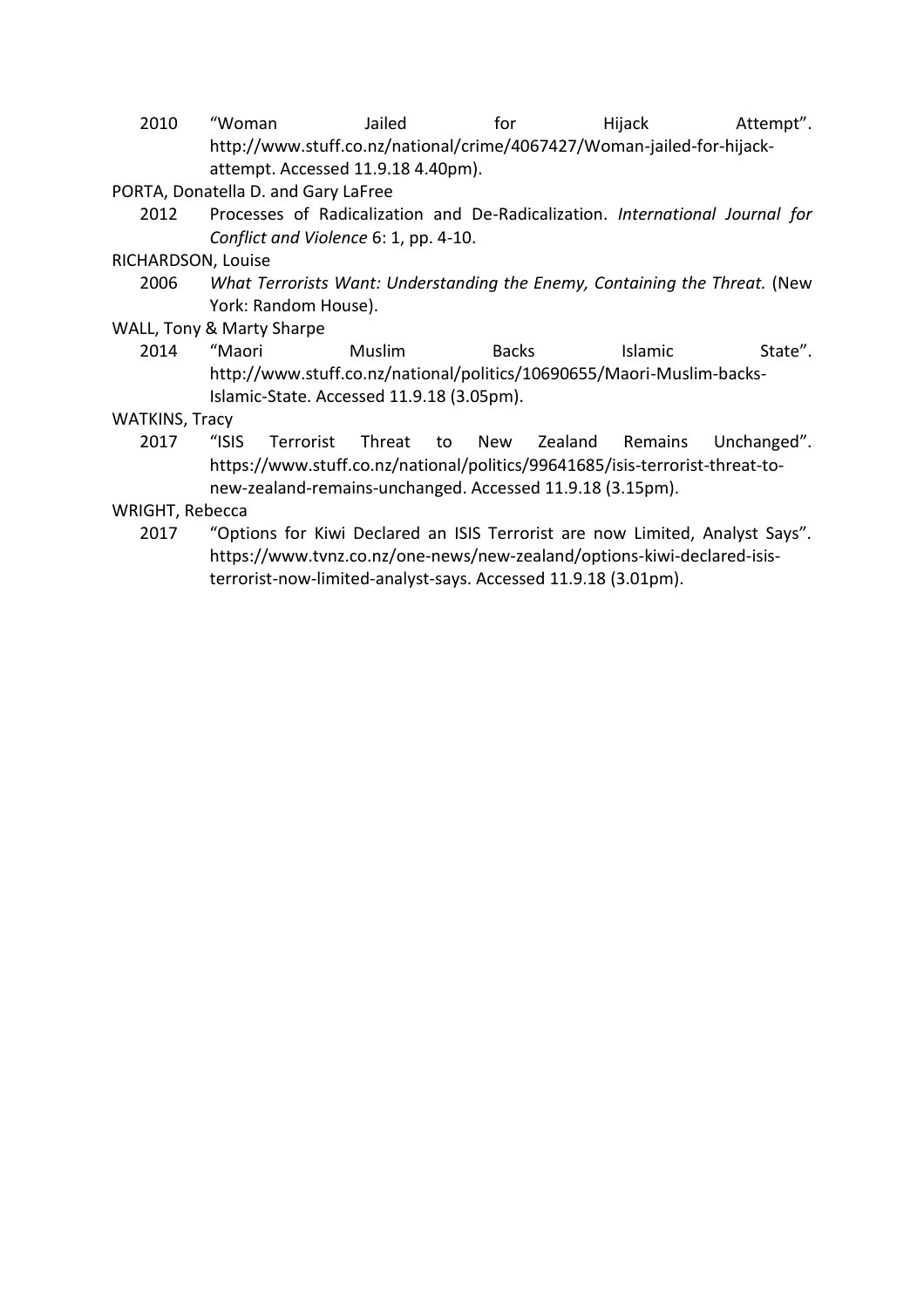2010 "Woman Jailed for Hijack Attempt". http://www.stuff.co.nz/national/crime/4067427/Woman-jailed-for-hijack-attempt. Accessed 11.9.18 4.40pm).

PORTA, Donatella D. and Gary LaFree

2012 Processes of Radicalization and De-Radicalization. *International Journal for Conflict and Violence* 6: 1, pp. 4-10.

RICHARDSON, Louise

2006 *What Terrorists Want: Understanding the Enemy, Containing the Threat.* (New York: Random House).

WALL, Tony & Marty Sharpe

2014 "Maori Muslim Backs Islamic State". http://www.stuff.co.nz/national/politics/10690655/Maori-Muslim-backs-Islamic-State. Accessed 11.9.18 (3.05pm).

WATKINS, Tracy

2017 "ISIS Terrorist Threat to New Zealand Remains Unchanged". https://www.stuff.co.nz/national/politics/99641685/isis-terrorist-threat-to-new-zealand-remains-unchanged. Accessed 11.9.18 (3.15pm).

WRIGHT, Rebecca

2017 "Options for Kiwi Declared an ISIS Terrorist are now Limited, Analyst Says". https://www.tvnz.co.nz/one-news/new-zealand/options-kiwi-declared-isis-terrorist-now-limited-analyst-says. Accessed 11.9.18 (3.01pm).